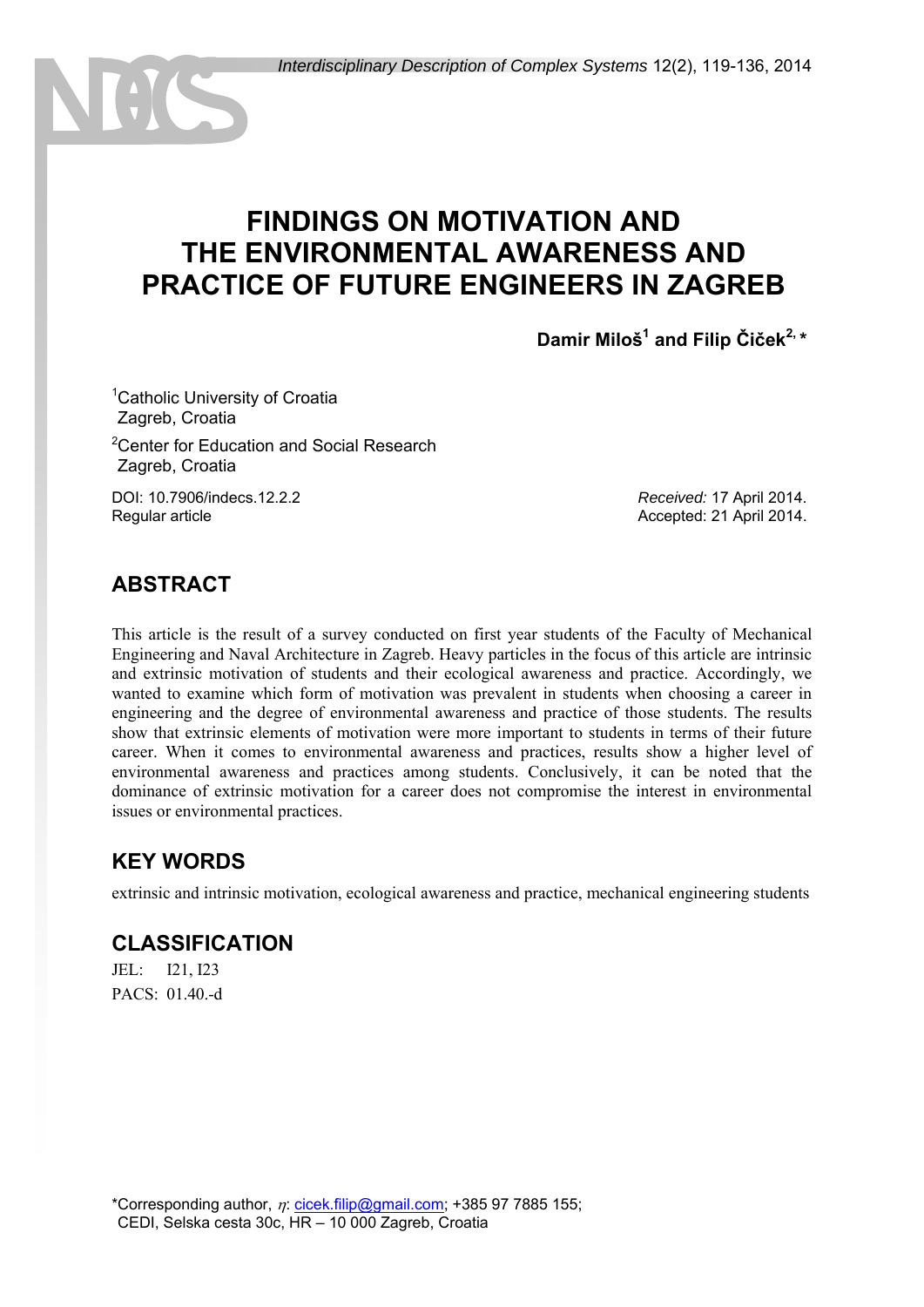# FINDINGS ON MOTIVATION AND THE ENVIRONMENTAL AWARENESS AND PRACTICE OF FUTURE ENGINEERS IN ZAGREB

**Damir Miloš[1] and Filip Čiček[2, *]**

[1]Catholic University of Croatia
Zagreb, Croatia

[2]Center for Education and Social Research
Zagreb, Croatia

DOI: 10.7906/indecs.12.2.2
Regular article

*Received:* 17 April 2014.
Accepted: 21 April 2014.

## ABSTRACT

This article is the result of a survey conducted on first year students of the Faculty of Mechanical Engineering and Naval Architecture in Zagreb. Heavy particles in the focus of this article are intrinsic and extrinsic motivation of students and their ecological awareness and practice. Accordingly, we wanted to examine which form of motivation was prevalent in students when choosing a career in engineering and the degree of environmental awareness and practice of those students. The results show that extrinsic elements of motivation were more important to students in terms of their future career. When it comes to environmental awareness and practices, results show a higher level of environmental awareness and practices among students. Conclusively, it can be noted that the dominance of extrinsic motivation for a career does not compromise the interest in environmental issues or environmental practices.

## KEY WORDS

extrinsic and intrinsic motivation, ecological awareness and practice, mechanical engineering students

## CLASSIFICATION

JEL: I21, I23
PACS: 01.40.-d

*Corresponding author, $\eta$: cicek.filip@gmail.com; +385 97 7885 155;
CEDI, Selska cesta 30c, HR – 10 000 Zagreb, Croatia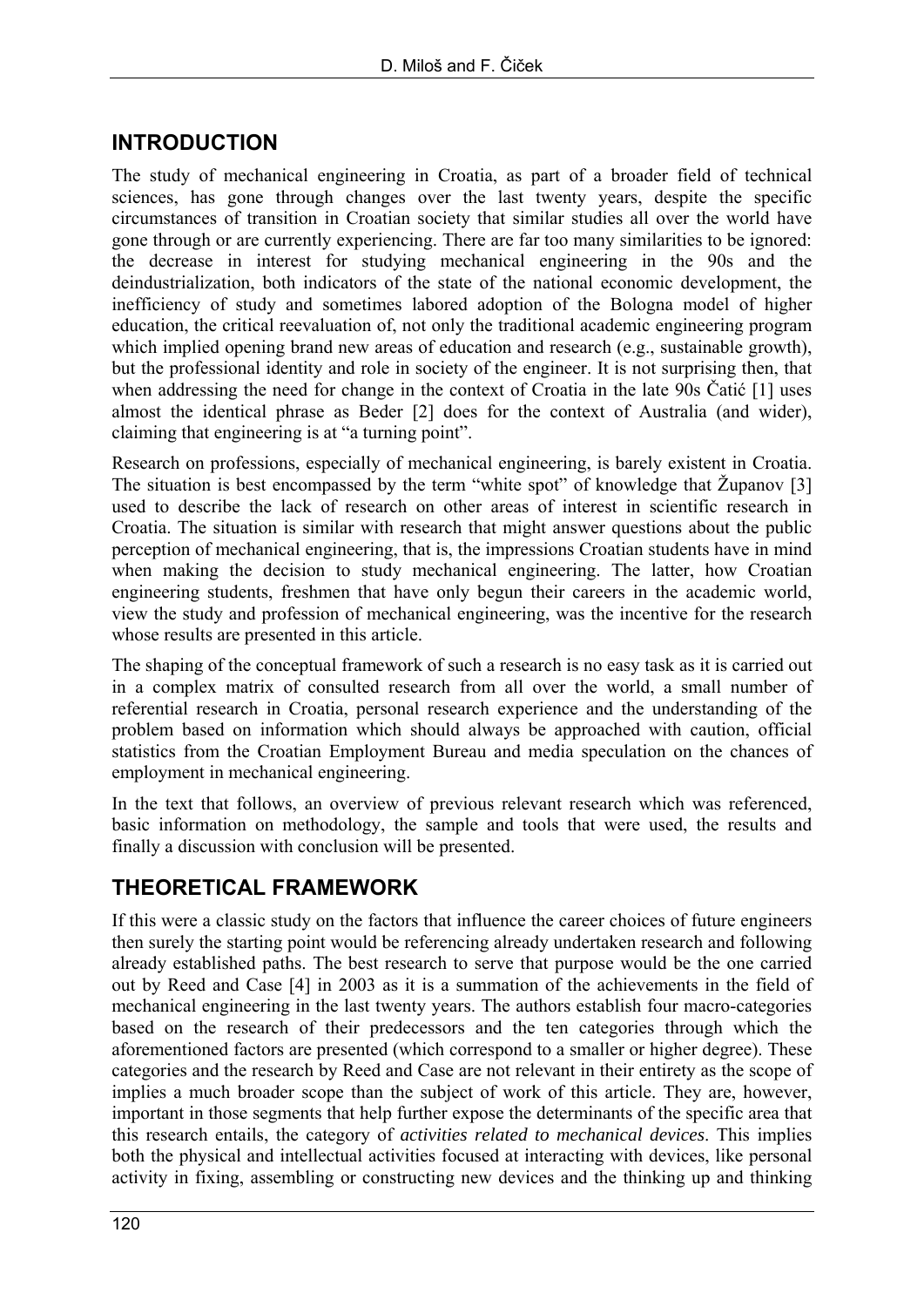## INTRODUCTION

The study of mechanical engineering in Croatia, as part of a broader field of technical sciences, has gone through changes over the last twenty years, despite the specific circumstances of transition in Croatian society that similar studies all over the world have gone through or are currently experiencing. There are far too many similarities to be ignored: the decrease in interest for studying mechanical engineering in the 90s and the deindustrialization, both indicators of the state of the national economic development, the inefficiency of study and sometimes labored adoption of the Bologna model of higher education, the critical reevaluation of, not only the traditional academic engineering program which implied opening brand new areas of education and research (e.g., sustainable growth), but the professional identity and role in society of the engineer. It is not surprising then, that when addressing the need for change in the context of Croatia in the late 90s Čatić [1] uses almost the identical phrase as Beder [2] does for the context of Australia (and wider), claiming that engineering is at "a turning point".

Research on professions, especially of mechanical engineering, is barely existent in Croatia. The situation is best encompassed by the term "white spot" of knowledge that Županov [3] used to describe the lack of research on other areas of interest in scientific research in Croatia. The situation is similar with research that might answer questions about the public perception of mechanical engineering, that is, the impressions Croatian students have in mind when making the decision to study mechanical engineering. The latter, how Croatian engineering students, freshmen that have only begun their careers in the academic world, view the study and profession of mechanical engineering, was the incentive for the research whose results are presented in this article.

The shaping of the conceptual framework of such a research is no easy task as it is carried out in a complex matrix of consulted research from all over the world, a small number of referential research in Croatia, personal research experience and the understanding of the problem based on information which should always be approached with caution, official statistics from the Croatian Employment Bureau and media speculation on the chances of employment in mechanical engineering.

In the text that follows, an overview of previous relevant research which was referenced, basic information on methodology, the sample and tools that were used, the results and finally a discussion with conclusion will be presented.

## THEORETICAL FRAMEWORK

If this were a classic study on the factors that influence the career choices of future engineers then surely the starting point would be referencing already undertaken research and following already established paths. The best research to serve that purpose would be the one carried out by Reed and Case [4] in 2003 as it is a summation of the achievements in the field of mechanical engineering in the last twenty years. The authors establish four macro-categories based on the research of their predecessors and the ten categories through which the aforementioned factors are presented (which correspond to a smaller or higher degree). These categories and the research by Reed and Case are not relevant in their entirety as the scope of implies a much broader scope than the subject of work of this article. They are, however, important in those segments that help further expose the determinants of the specific area that this research entails, the category of *activities related to mechanical devices*. This implies both the physical and intellectual activities focused at interacting with devices, like personal activity in fixing, assembling or constructing new devices and the thinking up and thinking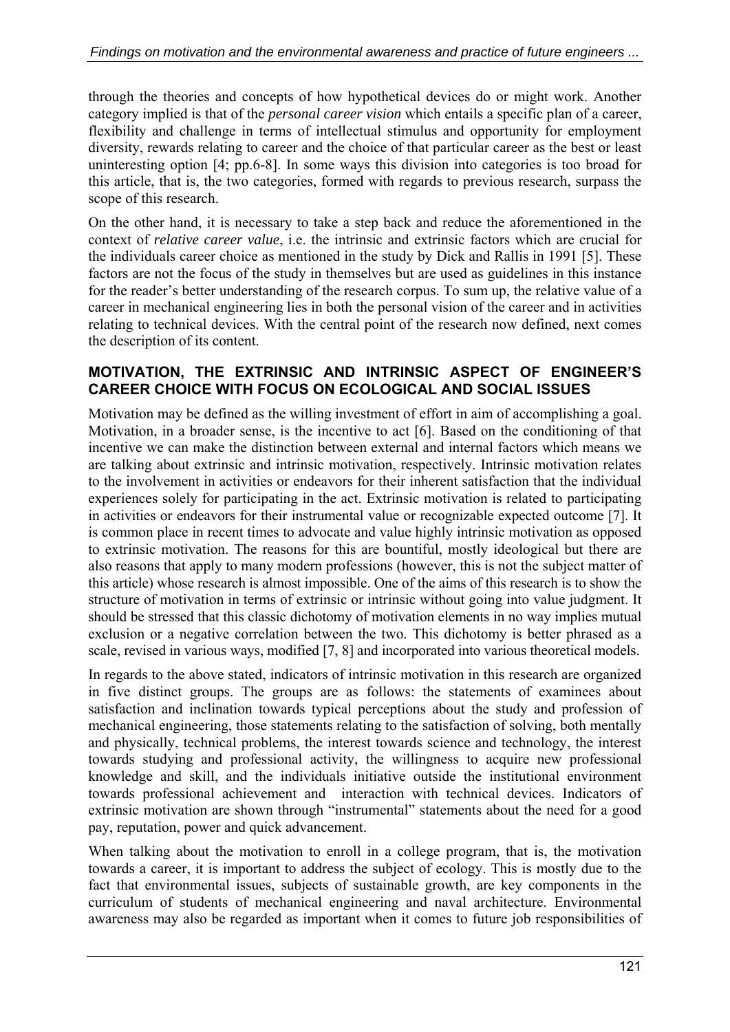through the theories and concepts of how hypothetical devices do or might work. Another category implied is that of the *personal career vision* which entails a specific plan of a career, flexibility and challenge in terms of intellectual stimulus and opportunity for employment diversity, rewards relating to career and the choice of that particular career as the best or least uninteresting option [4; pp.6-8]. In some ways this division into categories is too broad for this article, that is, the two categories, formed with regards to previous research, surpass the scope of this research.

On the other hand, it is necessary to take a step back and reduce the aforementioned in the context of *relative career value*, i.e. the intrinsic and extrinsic factors which are crucial for the individuals career choice as mentioned in the study by Dick and Rallis in 1991 [5]. These factors are not the focus of the study in themselves but are used as guidelines in this instance for the reader's better understanding of the research corpus. To sum up, the relative value of a career in mechanical engineering lies in both the personal vision of the career and in activities relating to technical devices. With the central point of the research now defined, next comes the description of its content.

## MOTIVATION, THE EXTRINSIC AND INTRINSIC ASPECT OF ENGINEER'S CAREER CHOICE WITH FOCUS ON ECOLOGICAL AND SOCIAL ISSUES

Motivation may be defined as the willing investment of effort in aim of accomplishing a goal. Motivation, in a broader sense, is the incentive to act [6]. Based on the conditioning of that incentive we can make the distinction between external and internal factors which means we are talking about extrinsic and intrinsic motivation, respectively. Intrinsic motivation relates to the involvement in activities or endeavors for their inherent satisfaction that the individual experiences solely for participating in the act. Extrinsic motivation is related to participating in activities or endeavors for their instrumental value or recognizable expected outcome [7]. It is common place in recent times to advocate and value highly intrinsic motivation as opposed to extrinsic motivation. The reasons for this are bountiful, mostly ideological but there are also reasons that apply to many modern professions (however, this is not the subject matter of this article) whose research is almost impossible. One of the aims of this research is to show the structure of motivation in terms of extrinsic or intrinsic without going into value judgment. It should be stressed that this classic dichotomy of motivation elements in no way implies mutual exclusion or a negative correlation between the two. This dichotomy is better phrased as a scale, revised in various ways, modified [7, 8] and incorporated into various theoretical models.

In regards to the above stated, indicators of intrinsic motivation in this research are organized in five distinct groups. The groups are as follows: the statements of examinees about satisfaction and inclination towards typical perceptions about the study and profession of mechanical engineering, those statements relating to the satisfaction of solving, both mentally and physically, technical problems, the interest towards science and technology, the interest towards studying and professional activity, the willingness to acquire new professional knowledge and skill, and the individuals initiative outside the institutional environment towards professional achievement and interaction with technical devices. Indicators of extrinsic motivation are shown through "instrumental" statements about the need for a good pay, reputation, power and quick advancement.

When talking about the motivation to enroll in a college program, that is, the motivation towards a career, it is important to address the subject of ecology. This is mostly due to the fact that environmental issues, subjects of sustainable growth, are key components in the curriculum of students of mechanical engineering and naval architecture. Environmental awareness may also be regarded as important when it comes to future job responsibilities of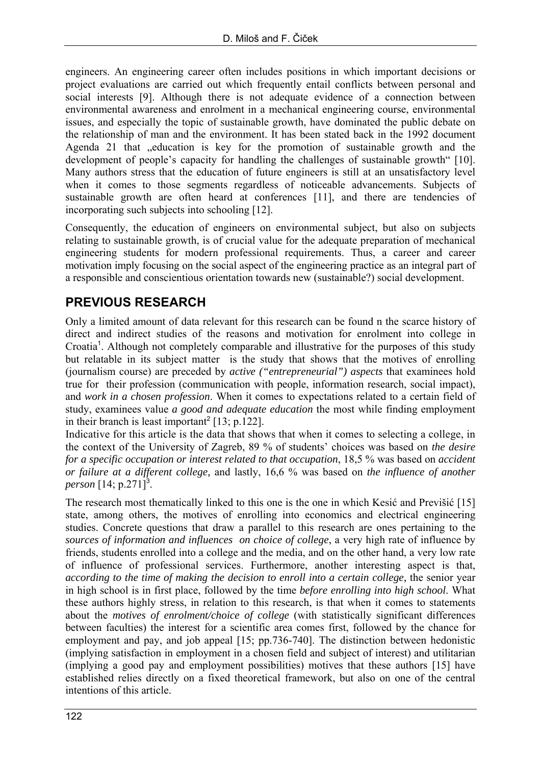engineers. An engineering career often includes positions in which important decisions or project evaluations are carried out which frequently entail conflicts between personal and social interests [9]. Although there is not adequate evidence of a connection between environmental awareness and enrolment in a mechanical engineering course, environmental issues, and especially the topic of sustainable growth, have dominated the public debate on the relationship of man and the environment. It has been stated back in the 1992 document Agenda 21 that „education is key for the promotion of sustainable growth and the development of people's capacity for handling the challenges of sustainable growth" [10]. Many authors stress that the education of future engineers is still at an unsatisfactory level when it comes to those segments regardless of noticeable advancements. Subjects of sustainable growth are often heard at conferences [11], and there are tendencies of incorporating such subjects into schooling [12].

Consequently, the education of engineers on environmental subject, but also on subjects relating to sustainable growth, is of crucial value for the adequate preparation of mechanical engineering students for modern professional requirements. Thus, a career and career motivation imply focusing on the social aspect of the engineering practice as an integral part of a responsible and conscientious orientation towards new (sustainable?) social development.

## PREVIOUS RESEARCH

Only a limited amount of data relevant for this research can be found n the scarce history of direct and indirect studies of the reasons and motivation for enrolment into college in Croatia[1]. Although not completely comparable and illustrative for the purposes of this study but relatable in its subject matter is the study that shows that the motives of enrolling (journalism course) are preceded by *active ("entrepreneurial") aspects* that examinees hold true for their profession (communication with people, information research, social impact), and *work in a chosen profession*. When it comes to expectations related to a certain field of study, examinees value *a good and adequate education* the most while finding employment in their branch is least important[2] [13; p.122].

Indicative for this article is the data that shows that when it comes to selecting a college, in the context of the University of Zagreb, 89 % of students' choices was based on *the desire for a specific occupation or interest related to that occupation*, 18,5 % was based on *accident or failure at a different college,* and lastly, 16,6 % was based on *the influence of another person* [14; p.271][3].

The research most thematically linked to this one is the one in which Kesić and Previšić [15] state, among others, the motives of enrolling into economics and electrical engineering studies. Concrete questions that draw a parallel to this research are ones pertaining to the *sources of information and influences on choice of college*, a very high rate of influence by friends, students enrolled into a college and the media, and on the other hand, a very low rate of influence of professional services. Furthermore, another interesting aspect is that, *according to the time of making the decision to enroll into a certain college,* the senior year in high school is in first place, followed by the time *before enrolling into high school*. What these authors highly stress, in relation to this research, is that when it comes to statements about the *motives of enrolment/choice of college* (with statistically significant differences between faculties) the interest for a scientific area comes first, followed by the chance for employment and pay, and job appeal [15; pp.736-740]. The distinction between hedonistic (implying satisfaction in employment in a chosen field and subject of interest) and utilitarian (implying a good pay and employment possibilities) motives that these authors [15] have established relies directly on a fixed theoretical framework, but also on one of the central intentions of this article.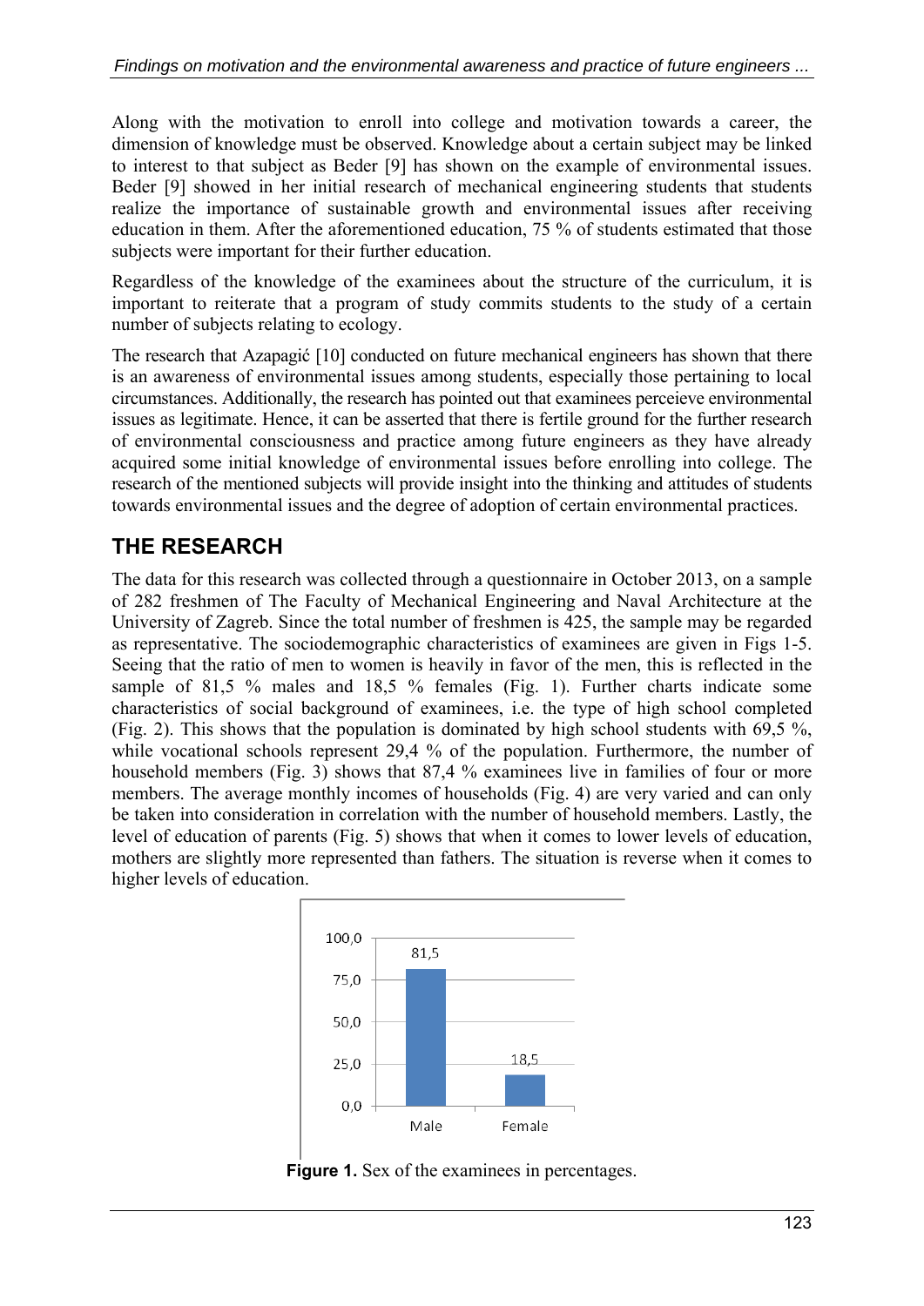Along with the motivation to enroll into college and motivation towards a career, the dimension of knowledge must be observed. Knowledge about a certain subject may be linked to interest to that subject as Beder [9] has shown on the example of environmental issues. Beder [9] showed in her initial research of mechanical engineering students that students realize the importance of sustainable growth and environmental issues after receiving education in them. After the aforementioned education, 75 % of students estimated that those subjects were important for their further education.

Regardless of the knowledge of the examinees about the structure of the curriculum, it is important to reiterate that a program of study commits students to the study of a certain number of subjects relating to ecology.

The research that Azapagić [10] conducted on future mechanical engineers has shown that there is an awareness of environmental issues among students, especially those pertaining to local circumstances. Additionally, the research has pointed out that examinees perceieve environmental issues as legitimate. Hence, it can be asserted that there is fertile ground for the further research of environmental consciousness and practice among future engineers as they have already acquired some initial knowledge of environmental issues before enrolling into college. The research of the mentioned subjects will provide insight into the thinking and attitudes of students towards environmental issues and the degree of adoption of certain environmental practices.

## THE RESEARCH

The data for this research was collected through a questionnaire in October 2013, on a sample of 282 freshmen of The Faculty of Mechanical Engineering and Naval Architecture at the University of Zagreb. Since the total number of freshmen is 425, the sample may be regarded as representative. The sociodemographic characteristics of examinees are given in Figs 1-5. Seeing that the ratio of men to women is heavily in favor of the men, this is reflected in the sample of 81,5 % males and 18,5 % females (Fig. 1). Further charts indicate some characteristics of social background of examinees, i.e. the type of high school completed (Fig. 2). This shows that the population is dominated by high school students with 69,5 %, while vocational schools represent 29,4 % of the population. Furthermore, the number of household members (Fig. 3) shows that 87,4 % examinees live in families of four or more members. The average monthly incomes of households (Fig. 4) are very varied and can only be taken into consideration in correlation with the number of household members. Lastly, the level of education of parents (Fig. 5) shows that when it comes to lower levels of education, mothers are slightly more represented than fathers. The situation is reverse when it comes to higher levels of education.

| | Male | Female |
|---|---|---|
| % | 81,5 | 18,5 |

**Figure 1.** Sex of the examinees in percentages.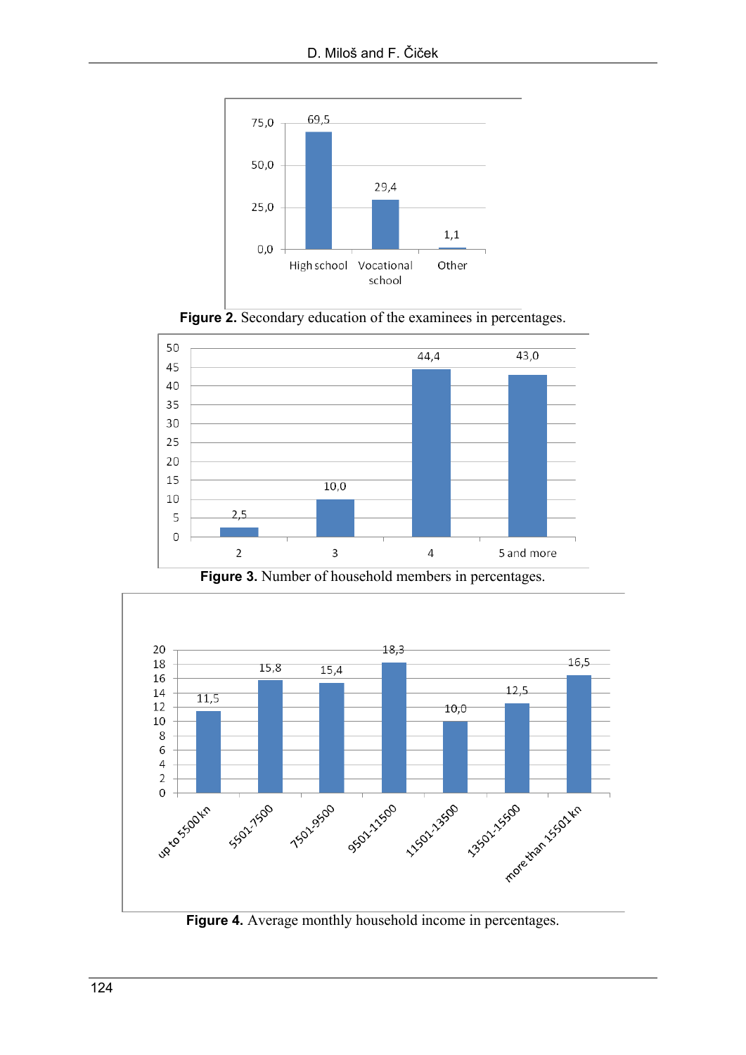**Figure 2.** Secondary education of the examinees in percentages.

**Figure 3.** Number of household members in percentages.

**Figure 4.** Average monthly household income in percentages.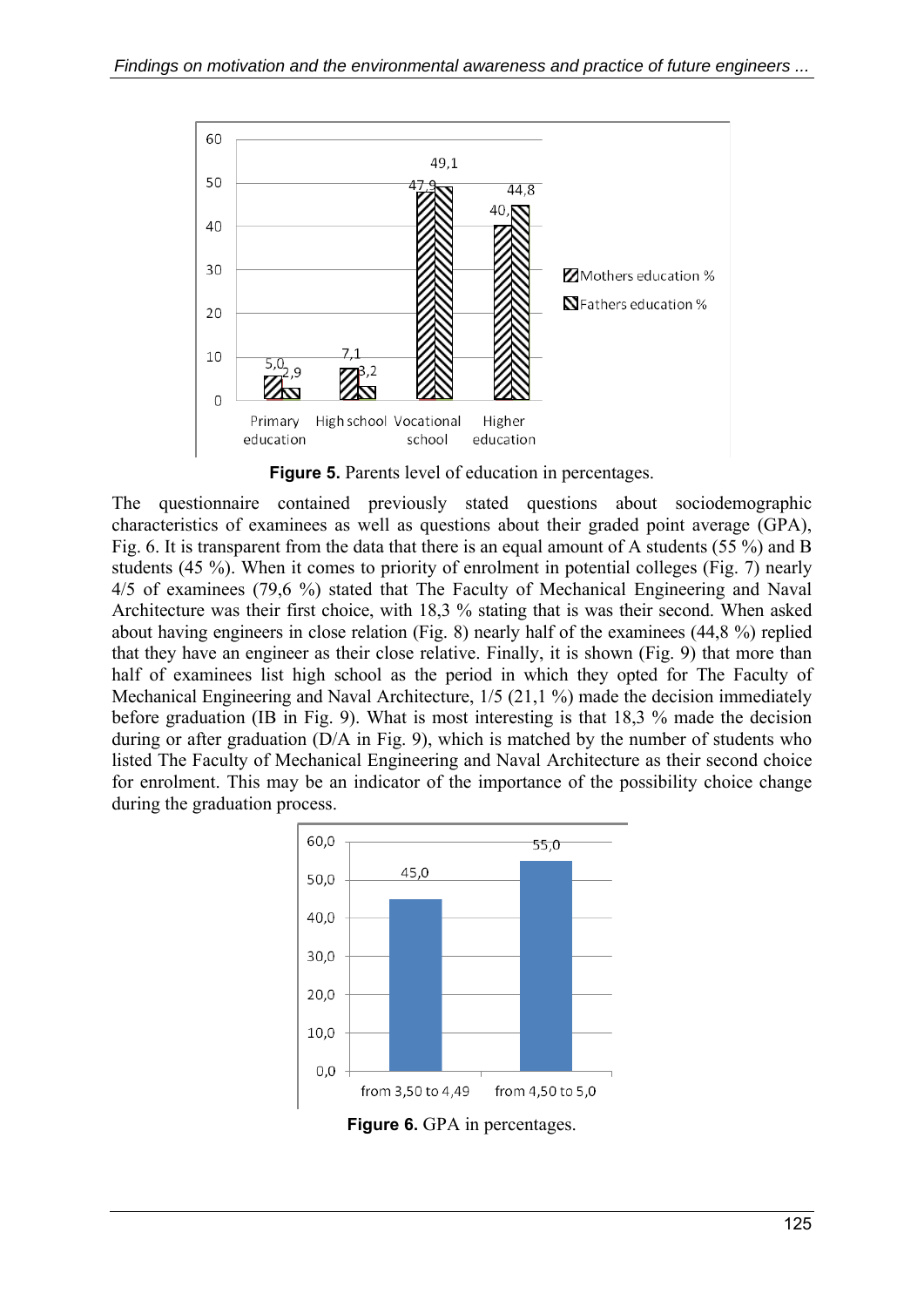**Figure 5.** Parents level of education in percentages.

The questionnaire contained previously stated questions about sociodemographic characteristics of examinees as well as questions about their graded point average (GPA), Fig. 6. It is transparent from the data that there is an equal amount of A students (55 %) and B students (45 %). When it comes to priority of enrolment in potential colleges (Fig. 7) nearly 4/5 of examinees (79,6 %) stated that The Faculty of Mechanical Engineering and Naval Architecture was their first choice, with 18,3 % stating that is was their second. When asked about having engineers in close relation (Fig. 8) nearly half of the examinees (44,8 %) replied that they have an engineer as their close relative. Finally, it is shown (Fig. 9) that more than half of examinees list high school as the period in which they opted for The Faculty of Mechanical Engineering and Naval Architecture, 1/5 (21,1 %) made the decision immediately before graduation (IB in Fig. 9). What is most interesting is that 18,3 % made the decision during or after graduation (D/A in Fig. 9), which is matched by the number of students who listed The Faculty of Mechanical Engineering and Naval Architecture as their second choice for enrolment. This may be an indicator of the importance of the possibility choice change during the graduation process.

**Figure 6.** GPA in percentages.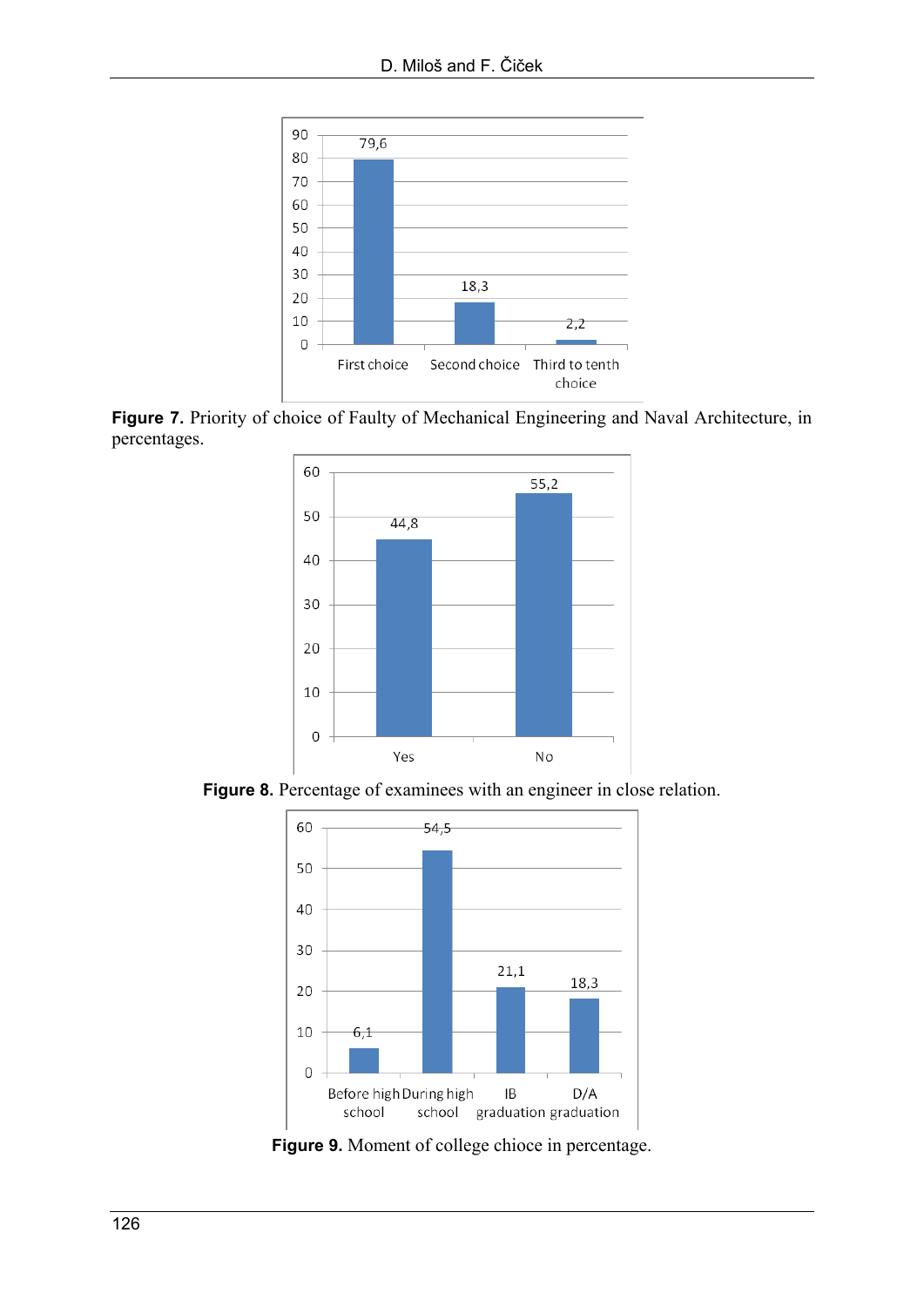**Figure 7.** Priority of choice of Faulty of Mechanical Engineering and Naval Architecture, in percentages.

**Figure 8.** Percentage of examinees with an engineer in close relation.

**Figure 9.** Moment of college chioce in percentage.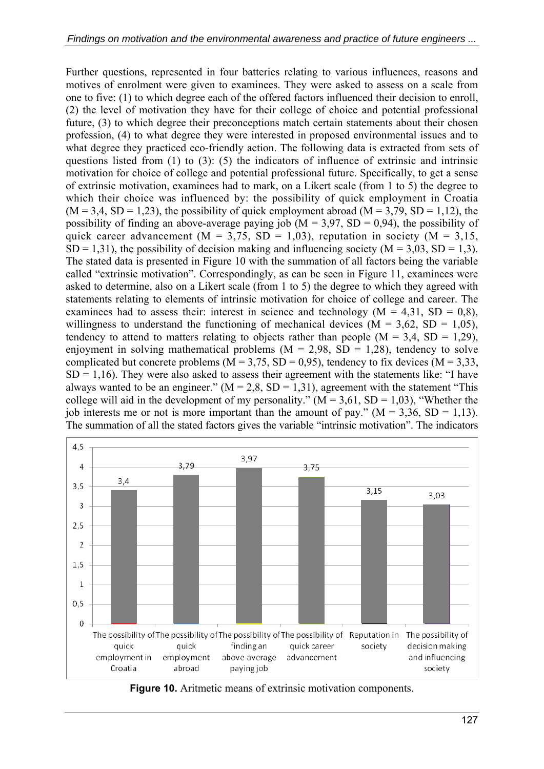Further questions, represented in four batteries relating to various influences, reasons and motives of enrolment were given to examinees. They were asked to assess on a scale from one to five: (1) to which degree each of the offered factors influenced their decision to enroll, (2) the level of motivation they have for their college of choice and potential professional future, (3) to which degree their preconceptions match certain statements about their chosen profession, (4) to what degree they were interested in proposed environmental issues and to what degree they practiced eco-friendly action. The following data is extracted from sets of questions listed from (1) to (3): (5) the indicators of influence of extrinsic and intrinsic motivation for choice of college and potential professional future. Specifically, to get a sense of extrinsic motivation, examinees had to mark, on a Likert scale (from 1 to 5) the degree to which their choice was influenced by: the possibility of quick employment in Croatia ($M = 3,4$, $SD = 1,23$), the possibility of quick employment abroad ($M = 3,79$, $SD = 1,12$), the possibility of finding an above-average paying job ($M = 3,97$, $SD = 0,94$), the possibility of quick career advancement ($M = 3,75$, $SD = 1,03$), reputation in society ($M = 3,15$, $SD = 1,31$), the possibility of decision making and influencing society ($M = 3,03$, $SD = 1,3$). The stated data is presented in Figure 10 with the summation of all factors being the variable called "extrinsic motivation". Correspondingly, as can be seen in Figure 11, examinees were asked to determine, also on a Likert scale (from 1 to 5) the degree to which they agreed with statements relating to elements of intrinsic motivation for choice of college and career. The examinees had to assess their: interest in science and technology ($M = 4,31$, $SD = 0,8$), willingness to understand the functioning of mechanical devices ($M = 3,62$, $SD = 1,05$), tendency to attend to matters relating to objects rather than people ($M = 3,4$, $SD = 1,29$), enjoyment in solving mathematical problems ($M = 2,98$, $SD = 1,28$), tendency to solve complicated but concrete problems ($M = 3,75$, $SD = 0,95$), tendency to fix devices ($M = 3,33$, $SD = 1,16$). They were also asked to assess their agreement with the statements like: "I have always wanted to be an engineer." ($M = 2,8$, $SD = 1,31$), agreement with the statement "This college will aid in the development of my personality." ($M = 3,61$, $SD = 1,03$), "Whether the job interests me or not is more important than the amount of pay." ($M = 3,36$, $SD = 1,13$). The summation of all the stated factors gives the variable "intrinsic motivation". The indicators

**Figure 10.** Aritmetic means of extrinsic motivation components.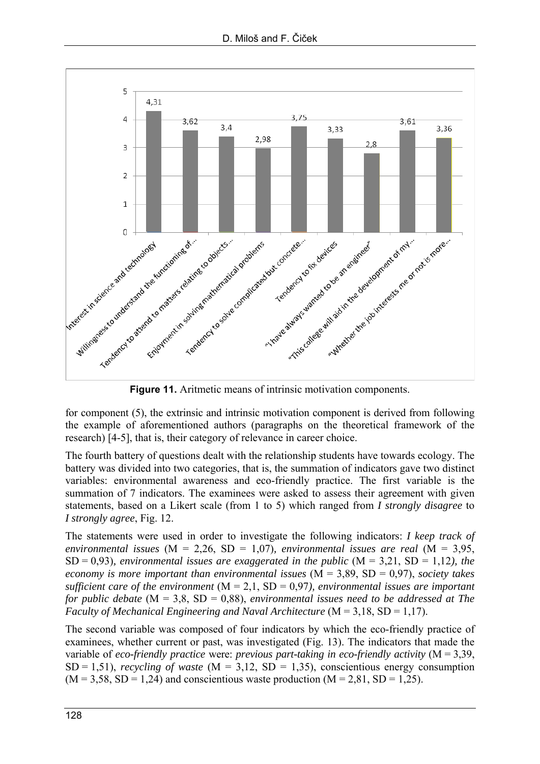**Figure 11.** Aritmetic means of intrinsic motivation components.

for component (5), the extrinsic and intrinsic motivation component is derived from following the example of aforementioned authors (paragraphs on the theoretical framework of the research) [4-5], that is, their category of relevance in career choice.

The fourth battery of questions dealt with the relationship students have towards ecology. The battery was divided into two categories, that is, the summation of indicators gave two distinct variables: environmental awareness and eco-friendly practice. The first variable is the summation of 7 indicators. The examinees were asked to assess their agreement with given statements, based on a Likert scale (from 1 to 5) which ranged from *I strongly disagree* to *I strongly agree*, Fig. 12.

The statements were used in order to investigate the following indicators: *I keep track of environmental issues* (M = 2,26, SD = 1,07), *environmental issues are real* (M = 3,95, SD = 0,93), *environmental issues are exaggerated in the public* (M = 3,21, SD = 1,12), *the economy is more important than environmental issues* (M = 3,89, SD = 0,97), *society takes sufficient care of the environment* (M = 2,1, SD = 0,97), *environmental issues are important for public debate* (M = 3,8, SD = 0,88), *environmental issues need to be addressed at The Faculty of Mechanical Engineering and Naval Architecture* (M = 3,18, SD = 1,17).

The second variable was composed of four indicators by which the eco-friendly practice of examinees, whether current or past, was investigated (Fig. 13). The indicators that made the variable of *eco-friendly practice* were: *previous part-taking in eco-friendly activity* (M = 3,39, SD = 1,51), *recycling of waste* (M = 3,12, SD = 1,35), conscientious energy consumption (M = 3,58, SD = 1,24) and conscientious waste production (M = 2,81, SD = 1,25).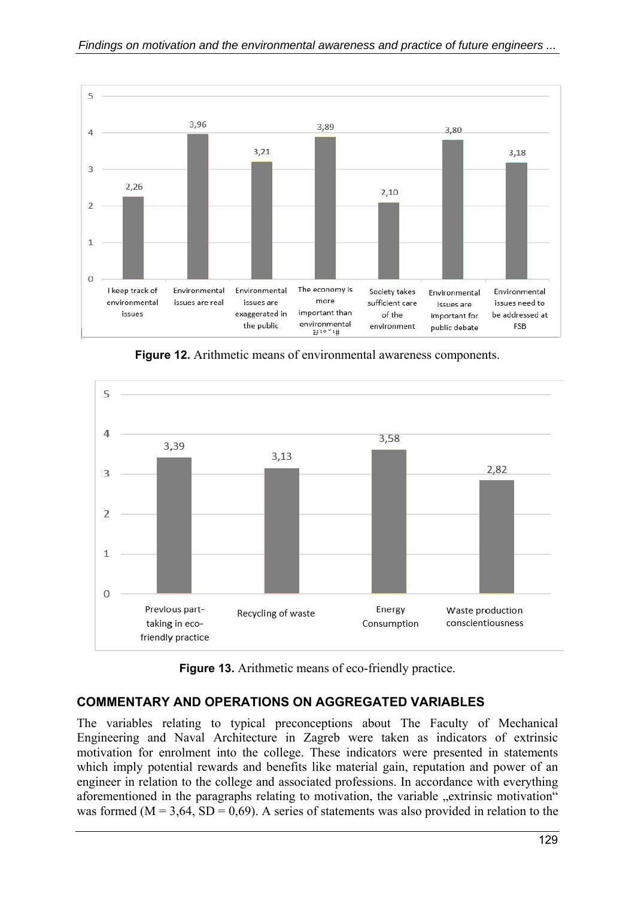**Figure 12.** Arithmetic means of environmental awareness components.

**Figure 13.** Arithmetic means of eco-friendly practice.

## COMMENTARY AND OPERATIONS ON AGGREGATED VARIABLES

The variables relating to typical preconceptions about The Faculty of Mechanical Engineering and Naval Architecture in Zagreb were taken as indicators of extrinsic motivation for enrolment into the college. These indicators were presented in statements which imply potential rewards and benefits like material gain, reputation and power of an engineer in relation to the college and associated professions. In accordance with everything aforementioned in the paragraphs relating to motivation, the variable „extrinsic motivation" was formed (M = 3,64, SD = 0,69). A series of statements was also provided in relation to the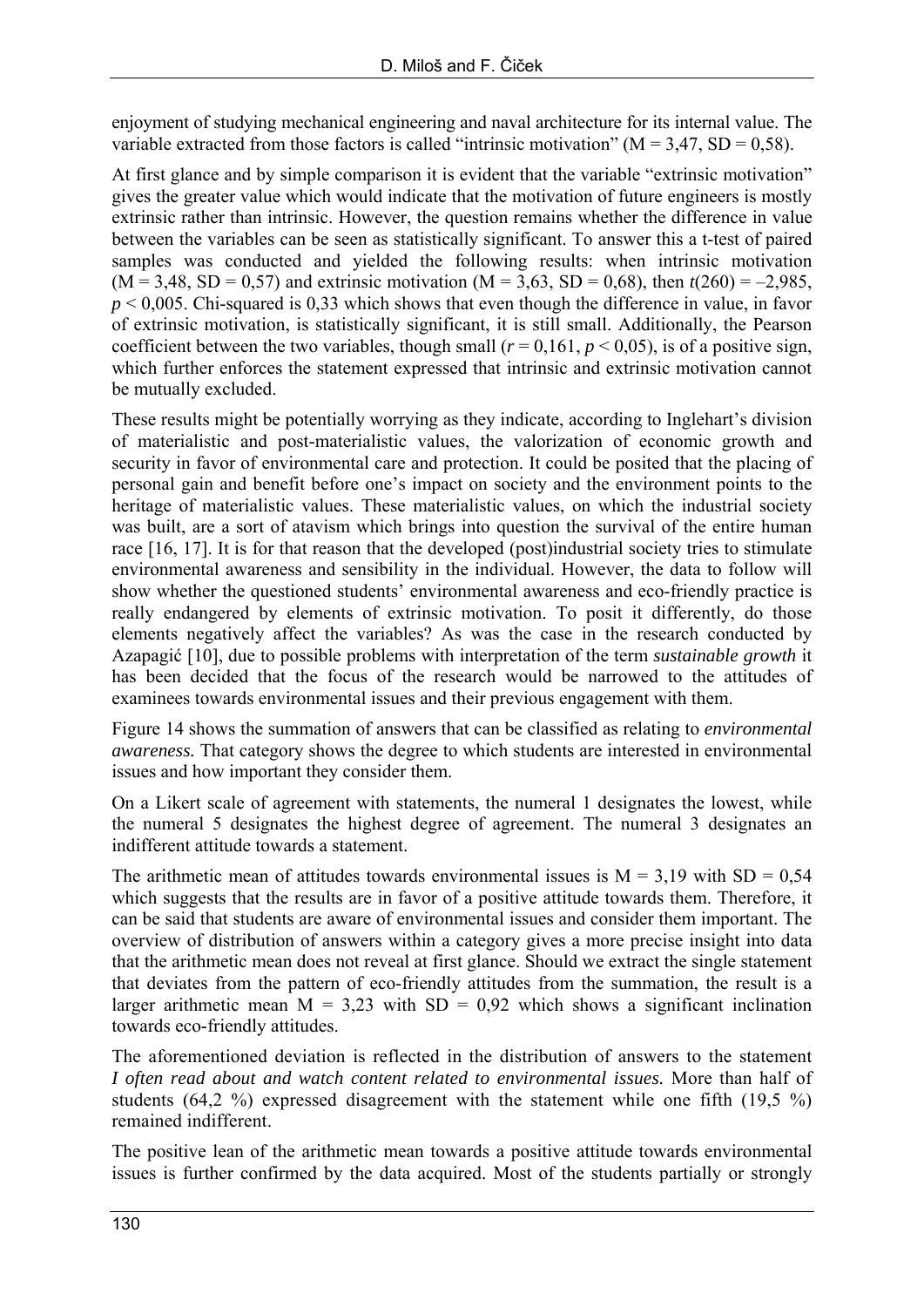enjoyment of studying mechanical engineering and naval architecture for its internal value. The variable extracted from those factors is called "intrinsic motivation" ($M = 3,47$, $SD = 0,58$).

At first glance and by simple comparison it is evident that the variable "extrinsic motivation" gives the greater value which would indicate that the motivation of future engineers is mostly extrinsic rather than intrinsic. However, the question remains whether the difference in value between the variables can be seen as statistically significant. To answer this a t-test of paired samples was conducted and yielded the following results: when intrinsic motivation ($M = 3,48$, $SD = 0,57$) and extrinsic motivation ($M = 3,63$, $SD = 0,68$), then $t(260) = -2,985$, $p < 0,005$. Chi-squared is 0,33 which shows that even though the difference in value, in favor of extrinsic motivation, is statistically significant, it is still small. Additionally, the Pearson coefficient between the two variables, though small ($r = 0,161$, $p < 0,05$), is of a positive sign, which further enforces the statement expressed that intrinsic and extrinsic motivation cannot be mutually excluded.

These results might be potentially worrying as they indicate, according to Inglehart's division of materialistic and post-materialistic values, the valorization of economic growth and security in favor of environmental care and protection. It could be posited that the placing of personal gain and benefit before one's impact on society and the environment points to the heritage of materialistic values. These materialistic values, on which the industrial society was built, are a sort of atavism which brings into question the survival of the entire human race [16, 17]. It is for that reason that the developed (post)industrial society tries to stimulate environmental awareness and sensibility in the individual. However, the data to follow will show whether the questioned students' environmental awareness and eco-friendly practice is really endangered by elements of extrinsic motivation. To posit it differently, do those elements negatively affect the variables? As was the case in the research conducted by Azapagić [10], due to possible problems with interpretation of the term *sustainable growth* it has been decided that the focus of the research would be narrowed to the attitudes of examinees towards environmental issues and their previous engagement with them.

Figure 14 shows the summation of answers that can be classified as relating to *environmental awareness.* That category shows the degree to which students are interested in environmental issues and how important they consider them.

On a Likert scale of agreement with statements, the numeral 1 designates the lowest, while the numeral 5 designates the highest degree of agreement. The numeral 3 designates an indifferent attitude towards a statement.

The arithmetic mean of attitudes towards environmental issues is $M = 3,19$ with $SD = 0,54$ which suggests that the results are in favor of a positive attitude towards them. Therefore, it can be said that students are aware of environmental issues and consider them important. The overview of distribution of answers within a category gives a more precise insight into data that the arithmetic mean does not reveal at first glance. Should we extract the single statement that deviates from the pattern of eco-friendly attitudes from the summation, the result is a larger arithmetic mean $M = 3,23$ with $SD = 0,92$ which shows a significant inclination towards eco-friendly attitudes.

The aforementioned deviation is reflected in the distribution of answers to the statement *I often read about and watch content related to environmental issues.* More than half of students (64,2 %) expressed disagreement with the statement while one fifth (19,5 %) remained indifferent.

The positive lean of the arithmetic mean towards a positive attitude towards environmental issues is further confirmed by the data acquired. Most of the students partially or strongly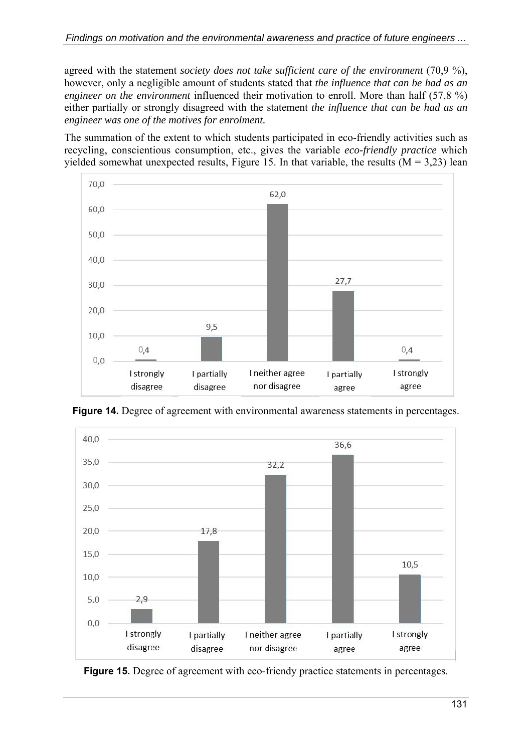agreed with the statement *society does not take sufficient care of the environment* (70,9 %), however, only a negligible amount of students stated that *the influence that can be had as an engineer on the environment* influenced their motivation to enroll. More than half (57,8 %) either partially or strongly disagreed with the statement *the influence that can be had as an engineer was one of the motives for enrolment.*

The summation of the extent to which students participated in eco-friendly activities such as recycling, conscientious consumption, etc., gives the variable *eco-friendly practice* which yielded somewhat unexpected results, Figure 15. In that variable, the results (M = 3,23) lean

| Response | % |
|---|---|
| I strongly disagree | 0,4 |
| I partially disagree | 9,5 |
| I neither agree nor disagree | 62,0 |
| I partially agree | 27,7 |
| I strongly agree | 0,4 |

**Figure 14.** Degree of agreement with environmental awareness statements in percentages.

| Response | % |
|---|---|
| I strongly disagree | 2,9 |
| I partially disagree | 17,8 |
| I neither agree nor disagree | 32,2 |
| I partially agree | 36,6 |
| I strongly agree | 10,5 |

**Figure 15.** Degree of agreement with eco-friendy practice statements in percentages.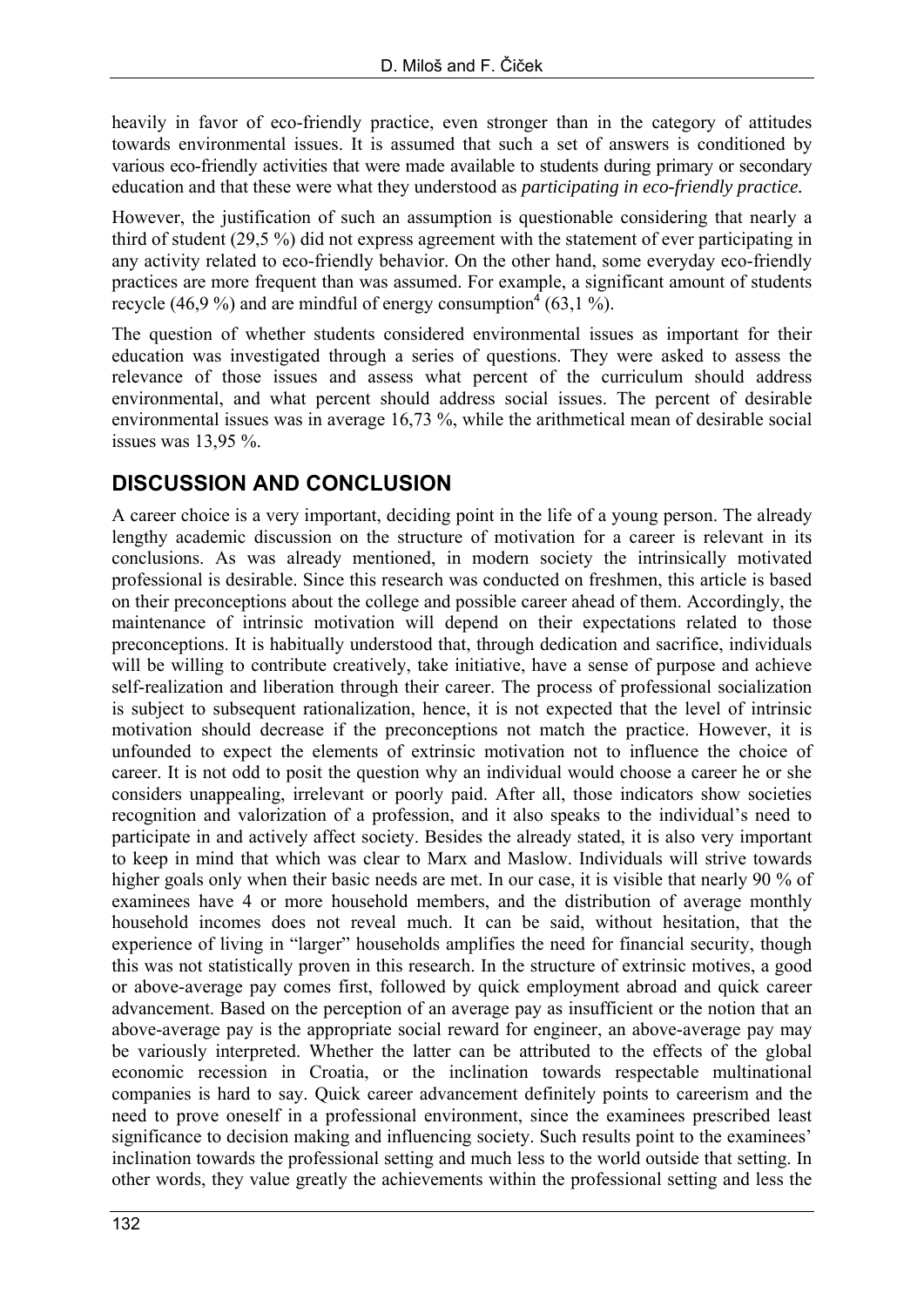heavily in favor of eco-friendly practice, even stronger than in the category of attitudes towards environmental issues. It is assumed that such a set of answers is conditioned by various eco-friendly activities that were made available to students during primary or secondary education and that these were what they understood as *participating in eco-friendly practice.*

However, the justification of such an assumption is questionable considering that nearly a third of student (29,5 %) did not express agreement with the statement of ever participating in any activity related to eco-friendly behavior. On the other hand, some everyday eco-friendly practices are more frequent than was assumed. For example, a significant amount of students recycle (46,9 %) and are mindful of energy consumption[4] (63,1 %).

The question of whether students considered environmental issues as important for their education was investigated through a series of questions. They were asked to assess the relevance of those issues and assess what percent of the curriculum should address environmental, and what percent should address social issues. The percent of desirable environmental issues was in average 16,73 %, while the arithmetical mean of desirable social issues was 13,95 %.

## DISCUSSION AND CONCLUSION

A career choice is a very important, deciding point in the life of a young person. The already lengthy academic discussion on the structure of motivation for a career is relevant in its conclusions. As was already mentioned, in modern society the intrinsically motivated professional is desirable. Since this research was conducted on freshmen, this article is based on their preconceptions about the college and possible career ahead of them. Accordingly, the maintenance of intrinsic motivation will depend on their expectations related to those preconceptions. It is habitually understood that, through dedication and sacrifice, individuals will be willing to contribute creatively, take initiative, have a sense of purpose and achieve self-realization and liberation through their career. The process of professional socialization is subject to subsequent rationalization, hence, it is not expected that the level of intrinsic motivation should decrease if the preconceptions not match the practice. However, it is unfounded to expect the elements of extrinsic motivation not to influence the choice of career. It is not odd to posit the question why an individual would choose a career he or she considers unappealing, irrelevant or poorly paid. After all, those indicators show societies recognition and valorization of a profession, and it also speaks to the individual's need to participate in and actively affect society. Besides the already stated, it is also very important to keep in mind that which was clear to Marx and Maslow. Individuals will strive towards higher goals only when their basic needs are met. In our case, it is visible that nearly 90 % of examinees have 4 or more household members, and the distribution of average monthly household incomes does not reveal much. It can be said, without hesitation, that the experience of living in "larger" households amplifies the need for financial security, though this was not statistically proven in this research. In the structure of extrinsic motives, a good or above-average pay comes first, followed by quick employment abroad and quick career advancement. Based on the perception of an average pay as insufficient or the notion that an above-average pay is the appropriate social reward for engineer, an above-average pay may be variously interpreted. Whether the latter can be attributed to the effects of the global economic recession in Croatia, or the inclination towards respectable multinational companies is hard to say. Quick career advancement definitely points to careerism and the need to prove oneself in a professional environment, since the examinees prescribed least significance to decision making and influencing society. Such results point to the examinees' inclination towards the professional setting and much less to the world outside that setting. In other words, they value greatly the achievements within the professional setting and less the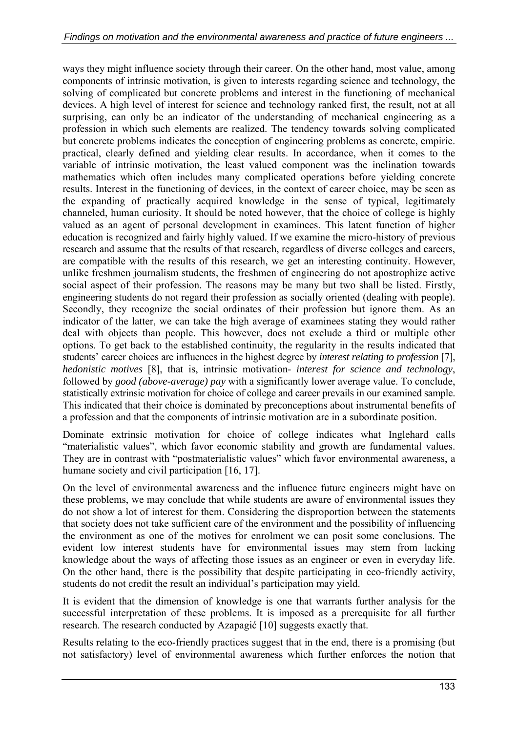ways they might influence society through their career. On the other hand, most value, among components of intrinsic motivation, is given to interests regarding science and technology, the solving of complicated but concrete problems and interest in the functioning of mechanical devices. A high level of interest for science and technology ranked first, the result, not at all surprising, can only be an indicator of the understanding of mechanical engineering as a profession in which such elements are realized. The tendency towards solving complicated but concrete problems indicates the conception of engineering problems as concrete, empiric. practical, clearly defined and yielding clear results. In accordance, when it comes to the variable of intrinsic motivation, the least valued component was the inclination towards mathematics which often includes many complicated operations before yielding concrete results. Interest in the functioning of devices, in the context of career choice, may be seen as the expanding of practically acquired knowledge in the sense of typical, legitimately channeled, human curiosity. It should be noted however, that the choice of college is highly valued as an agent of personal development in examinees. This latent function of higher education is recognized and fairly highly valued. If we examine the micro-history of previous research and assume that the results of that research, regardless of diverse colleges and careers, are compatible with the results of this research, we get an interesting continuity. However, unlike freshmen journalism students, the freshmen of engineering do not apostrophize active social aspect of their profession. The reasons may be many but two shall be listed. Firstly, engineering students do not regard their profession as socially oriented (dealing with people). Secondly, they recognize the social ordinates of their profession but ignore them. As an indicator of the latter, we can take the high average of examinees stating they would rather deal with objects than people. This however, does not exclude a third or multiple other options. To get back to the established continuity, the regularity in the results indicated that students' career choices are influences in the highest degree by *interest relating to profession* [7], *hedonistic motives* [8], that is, intrinsic motivation- *interest for science and technology*, followed by *good (above-average) pay* with a significantly lower average value. To conclude, statistically extrinsic motivation for choice of college and career prevails in our examined sample. This indicated that their choice is dominated by preconceptions about instrumental benefits of a profession and that the components of intrinsic motivation are in a subordinate position.

Dominate extrinsic motivation for choice of college indicates what Inglehard calls "materialistic values", which favor economic stability and growth are fundamental values. They are in contrast with "postmaterialistic values" which favor environmental awareness, a humane society and civil participation [16, 17].

On the level of environmental awareness and the influence future engineers might have on these problems, we may conclude that while students are aware of environmental issues they do not show a lot of interest for them. Considering the disproportion between the statements that society does not take sufficient care of the environment and the possibility of influencing the environment as one of the motives for enrolment we can posit some conclusions. The evident low interest students have for environmental issues may stem from lacking knowledge about the ways of affecting those issues as an engineer or even in everyday life. On the other hand, there is the possibility that despite participating in eco-friendly activity, students do not credit the result an individual's participation may yield.

It is evident that the dimension of knowledge is one that warrants further analysis for the successful interpretation of these problems. It is imposed as a prerequisite for all further research. The research conducted by Azapagić [10] suggests exactly that.

Results relating to the eco-friendly practices suggest that in the end, there is a promising (but not satisfactory) level of environmental awareness which further enforces the notion that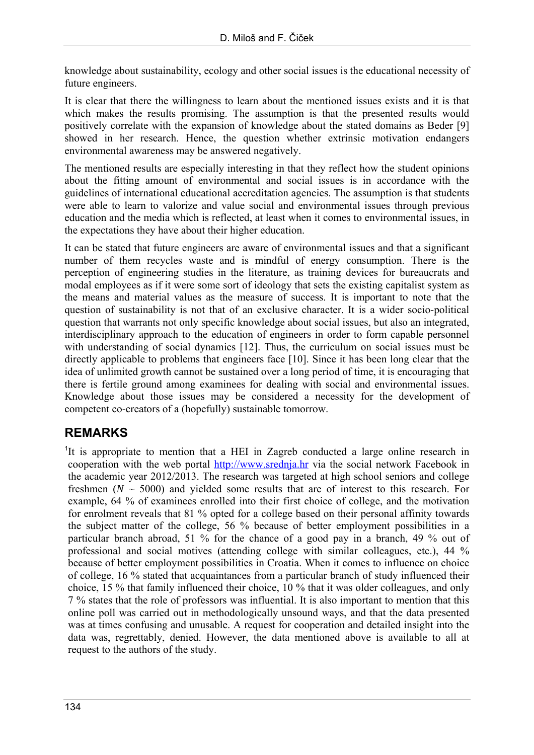knowledge about sustainability, ecology and other social issues is the educational necessity of future engineers.

It is clear that there the willingness to learn about the mentioned issues exists and it is that which makes the results promising. The assumption is that the presented results would positively correlate with the expansion of knowledge about the stated domains as Beder [9] showed in her research. Hence, the question whether extrinsic motivation endangers environmental awareness may be answered negatively.

The mentioned results are especially interesting in that they reflect how the student opinions about the fitting amount of environmental and social issues is in accordance with the guidelines of international educational accreditation agencies. The assumption is that students were able to learn to valorize and value social and environmental issues through previous education and the media which is reflected, at least when it comes to environmental issues, in the expectations they have about their higher education.

It can be stated that future engineers are aware of environmental issues and that a significant number of them recycles waste and is mindful of energy consumption. There is the perception of engineering studies in the literature, as training devices for bureaucrats and modal employees as if it were some sort of ideology that sets the existing capitalist system as the means and material values as the measure of success. It is important to note that the question of sustainability is not that of an exclusive character. It is a wider socio-political question that warrants not only specific knowledge about social issues, but also an integrated, interdisciplinary approach to the education of engineers in order to form capable personnel with understanding of social dynamics [12]. Thus, the curriculum on social issues must be directly applicable to problems that engineers face [10]. Since it has been long clear that the idea of unlimited growth cannot be sustained over a long period of time, it is encouraging that there is fertile ground among examinees for dealing with social and environmental issues. Knowledge about those issues may be considered a necessity for the development of competent co-creators of a (hopefully) sustainable tomorrow.

## REMARKS

[1]It is appropriate to mention that a HEI in Zagreb conducted a large online research in cooperation with the web portal http://www.srednja.hr via the social network Facebook in the academic year 2012/2013. The research was targeted at high school seniors and college freshmen ($N \sim 5000$) and yielded some results that are of interest to this research. For example, 64 % of examinees enrolled into their first choice of college, and the motivation for enrolment reveals that 81 % opted for a college based on their personal affinity towards the subject matter of the college, 56 % because of better employment possibilities in a particular branch abroad, 51 % for the chance of a good pay in a branch, 49 % out of professional and social motives (attending college with similar colleagues, etc.), 44 % because of better employment possibilities in Croatia. When it comes to influence on choice of college, 16 % stated that acquaintances from a particular branch of study influenced their choice, 15 % that family influenced their choice, 10 % that it was older colleagues, and only 7 % states that the role of professors was influential. It is also important to mention that this online poll was carried out in methodologically unsound ways, and that the data presented was at times confusing and unusable. A request for cooperation and detailed insight into the data was, regrettably, denied. However, the data mentioned above is available to all at request to the authors of the study.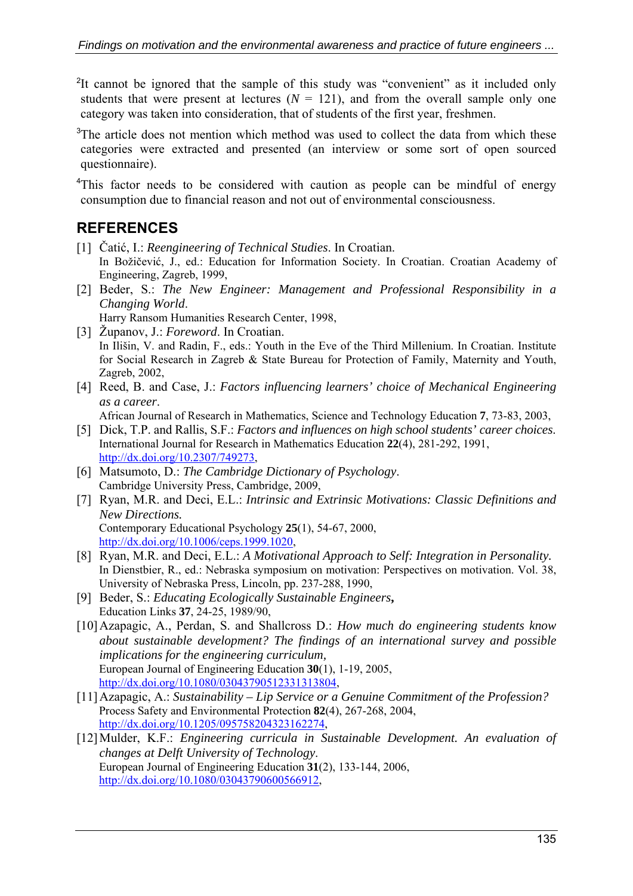[2]It cannot be ignored that the sample of this study was "convenient" as it included only students that were present at lectures ($N$ = 121), and from the overall sample only one category was taken into consideration, that of students of the first year, freshmen.

[3]The article does not mention which method was used to collect the data from which these categories were extracted and presented (an interview or some sort of open sourced questionnaire).

[4]This factor needs to be considered with caution as people can be mindful of energy consumption due to financial reason and not out of environmental consciousness.

## REFERENCES

[1] Čatić, I.: *Reengineering of Technical Studies*. In Croatian.
In Božičević, J., ed.: Education for Information Society. In Croatian. Croatian Academy of Engineering, Zagreb, 1999,

[2] Beder, S.: *The New Engineer: Management and Professional Responsibility in a Changing World*.
Harry Ransom Humanities Research Center, 1998,

[3] Županov, J.: *Foreword*. In Croatian.
In Ilišin, V. and Radin, F., eds.: Youth in the Eve of the Third Millenium. In Croatian. Institute for Social Research in Zagreb & State Bureau for Protection of Family, Maternity and Youth, Zagreb, 2002,

[4] Reed, B. and Case, J.: *Factors influencing learners' choice of Mechanical Engineering as a career*.
African Journal of Research in Mathematics, Science and Technology Education **7**, 73-83, 2003,

[5] Dick, T.P. and Rallis, S.F.: *Factors and influences on high school students' career choices*.
International Journal for Research in Mathematics Education **22**(4), 281-292, 1991,
http://dx.doi.org/10.2307/749273,

[6] Matsumoto, D.: *The Cambridge Dictionary of Psychology*.
Cambridge University Press, Cambridge, 2009,

[7] Ryan, M.R. and Deci, E.L.: *Intrinsic and Extrinsic Motivations: Classic Definitions and New Directions.*
Contemporary Educational Psychology **25**(1), 54-67, 2000,
http://dx.doi.org/10.1006/ceps.1999.1020,

[8] Ryan, M.R. and Deci, E.L.: *A Motivational Approach to Self: Integration in Personality.*
In Dienstbier, R., ed.: Nebraska symposium on motivation: Perspectives on motivation. Vol. 38, University of Nebraska Press, Lincoln, pp. 237-288, 1990,

[9] Beder, S.: *Educating Ecologically Sustainable Engineers***,**
Education Links **37**, 24-25, 1989/90,

[10] Azapagic, A., Perdan, S. and Shallcross D.: *How much do engineering students know about sustainable development? The findings of an international survey and possible implications for the engineering curriculum,*
European Journal of Engineering Education **30**(1), 1-19, 2005,
http://dx.doi.org/10.1080/03043790512331313804,

[11] Azapagic, A.: *Sustainability – Lip Service or a Genuine Commitment of the Profession?*
Process Safety and Environmental Protection **82**(4), 267-268, 2004,
http://dx.doi.org/10.1205/095758204323162274,

[12] Mulder, K.F.: *Engineering curricula in Sustainable Development. An evaluation of changes at Delft University of Technology*.
European Journal of Engineering Education **31**(2), 133-144, 2006,
http://dx.doi.org/10.1080/03043790600566912,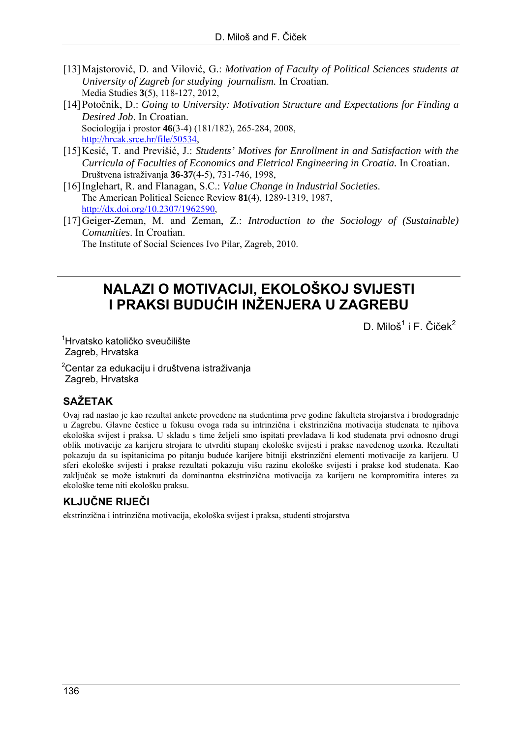[13] Majstorović, D. and Vilović, G.: *Motivation of Faculty of Political Sciences students at University of Zagreb for studying journalism.* In Croatian.
Media Studies **3**(5), 118-127, 2012,

[14] Potočnik, D.: *Going to University: Motivation Structure and Expectations for Finding a Desired Job*. In Croatian.
Sociologija i prostor **46**(3-4) (181/182), 265-284, 2008,
http://hrcak.srce.hr/file/50534,

[15] Kesić, T. and Previšić, J.: *Students' Motives for Enrollment in and Satisfaction with the Curricula of Faculties of Economics and Eletrical Engineering in Croatia.* In Croatian.
Društvena istraživanja **36**-**37**(4-5), 731-746, 1998,

[16] Inglehart, R. and Flanagan, S.C.: *Value Change in Industrial Societies*.
The American Political Science Review **81**(4), 1289-1319, 1987,
http://dx.doi.org/10.2307/1962590,

[17] Geiger-Zeman, M. and Zeman, Z.: *Introduction to the Sociology of (Sustainable) Comunities*. In Croatian.
The Institute of Social Sciences Ivo Pilar, Zagreb, 2010.

# NALAZI O MOTIVACIJI, EKOLOŠKOJ SVIJESTI I PRAKSI BUDUĆIH INŽENJERA U ZAGREBU

D. Miloš[1] i F. Čiček[2]

[1]Hrvatsko katoličko sveučilište
Zagreb, Hrvatska

[2]Centar za edukaciju i društvena istraživanja
Zagreb, Hrvatska

## SAŽETAK

Ovaj rad nastao je kao rezultat ankete provedene na studentima prve godine fakulteta strojarstva i brodogradnje u Zagrebu. Glavne čestice u fokusu ovoga rada su intrinzična i ekstrinzična motivacija studenata te njihova ekološka svijest i praksa. U skladu s time željeli smo ispitati prevladava li kod studenata prvi odnosno drugi oblik motivacije za karijeru strojara te utvrditi stupanj ekološke svijesti i prakse navedenog uzorka. Rezultati pokazuju da su ispitanicima po pitanju buduće karijere bitniji ekstrinzični elementi motivacije za karijeru. U sferi ekološke svijesti i prakse rezultati pokazuju višu razinu ekološke svijesti i prakse kod studenata. Kao zaključak se može istaknuti da dominantna ekstrinzična motivacija za karijeru ne kompromitira interes za ekološke teme niti ekološku praksu.

## KLJUČNE RIJEČI

ekstrinzična i intrinzična motivacija, ekološka svijest i praksa, studenti strojarstva